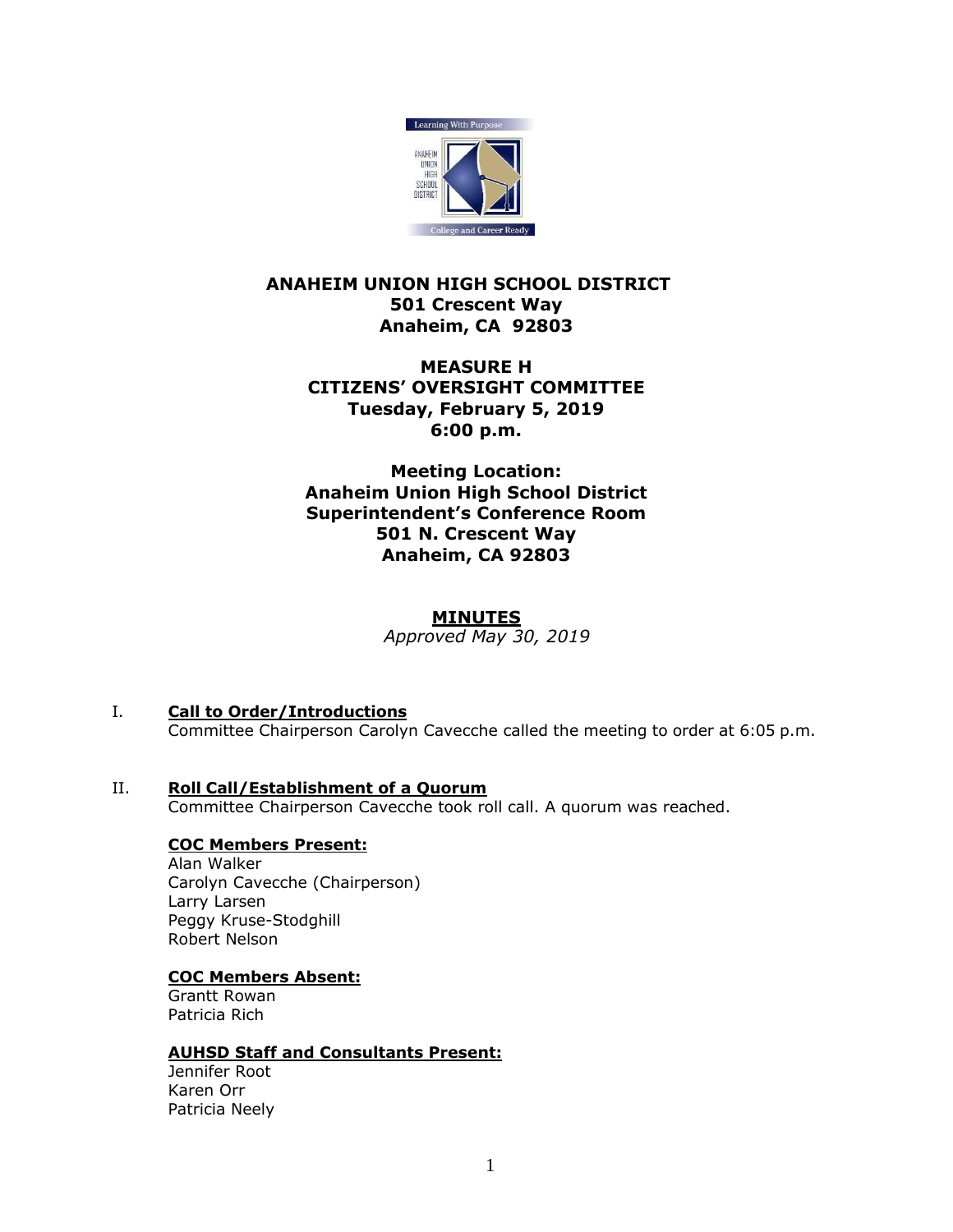# ANAHEIM UNION HIGH SCHOOL DISTRICT
**501 Crescent Way**
**Anaheim, CA 92803**

## MEASURE H
## CITIZENS' OVERSIGHT COMMITTEE
**Tuesday, February 5, 2019**
**6:00 p.m.**

**Meeting Location:**
**Anaheim Union High School District**
**Superintendent's Conference Room**
**501 N. Crescent Way**
**Anaheim, CA 92803**

## MINUTES
*Approved May 30, 2019*

I. **Call to Order/Introductions**
Committee Chairperson Carolyn Cavecche called the meeting to order at 6:05 p.m.

II. **Roll Call/Establishment of a Quorum**
Committee Chairperson Cavecche took roll call. A quorum was reached.

**COC Members Present:**
Alan Walker
Carolyn Cavecche (Chairperson)
Larry Larsen
Peggy Kruse-Stodghill
Robert Nelson

**COC Members Absent:**
Grantt Rowan
Patricia Rich

**AUHSD Staff and Consultants Present:**
Jennifer Root
Karen Orr
Patricia Neely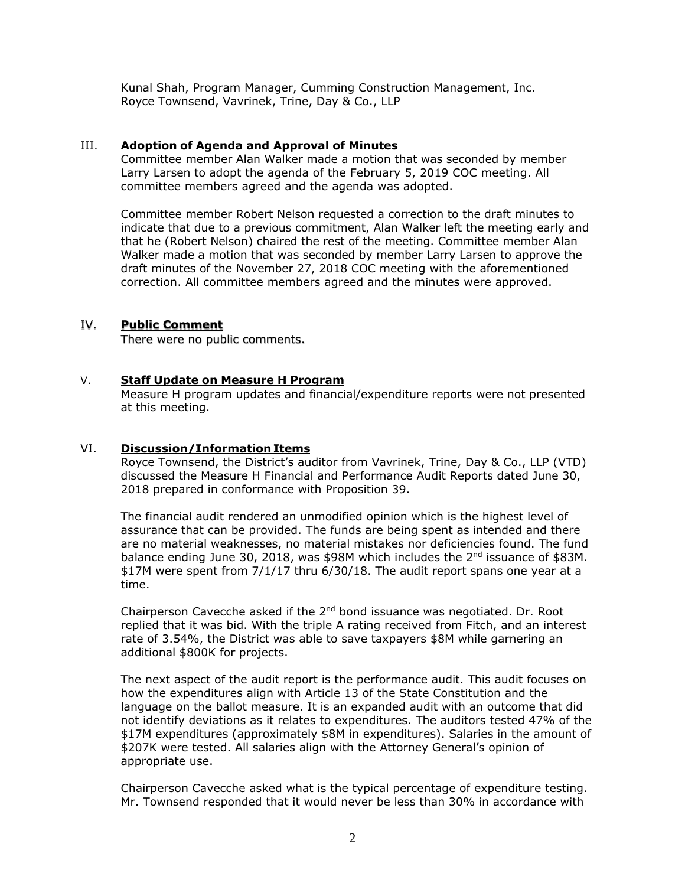Kunal Shah, Program Manager, Cumming Construction Management, Inc.
Royce Townsend, Vavrinek, Trine, Day & Co., LLP

## III. Adoption of Agenda and Approval of Minutes

Committee member Alan Walker made a motion that was seconded by member Larry Larsen to adopt the agenda of the February 5, 2019 COC meeting. All committee members agreed and the agenda was adopted.

Committee member Robert Nelson requested a correction to the draft minutes to indicate that due to a previous commitment, Alan Walker left the meeting early and that he (Robert Nelson) chaired the rest of the meeting. Committee member Alan Walker made a motion that was seconded by member Larry Larsen to approve the draft minutes of the November 27, 2018 COC meeting with the aforementioned correction. All committee members agreed and the minutes were approved.

## IV. Public Comment

There were no public comments.

## V. Staff Update on Measure H Program

Measure H program updates and financial/expenditure reports were not presented at this meeting.

## VI. Discussion/Information Items

Royce Townsend, the District's auditor from Vavrinek, Trine, Day & Co., LLP (VTD) discussed the Measure H Financial and Performance Audit Reports dated June 30, 2018 prepared in conformance with Proposition 39.

The financial audit rendered an unmodified opinion which is the highest level of assurance that can be provided. The funds are being spent as intended and there are no material weaknesses, no material mistakes nor deficiencies found. The fund balance ending June 30, 2018, was $98M which includes the 2nd issuance of $83M. $17M were spent from 7/1/17 thru 6/30/18. The audit report spans one year at a time.

Chairperson Cavecche asked if the 2nd bond issuance was negotiated. Dr. Root replied that it was bid. With the triple A rating received from Fitch, and an interest rate of 3.54%, the District was able to save taxpayers $8M while garnering an additional $800K for projects.

The next aspect of the audit report is the performance audit. This audit focuses on how the expenditures align with Article 13 of the State Constitution and the language on the ballot measure. It is an expanded audit with an outcome that did not identify deviations as it relates to expenditures. The auditors tested 47% of the $17M expenditures (approximately $8M in expenditures). Salaries in the amount of $207K were tested. All salaries align with the Attorney General's opinion of appropriate use.

Chairperson Cavecche asked what is the typical percentage of expenditure testing. Mr. Townsend responded that it would never be less than 30% in accordance with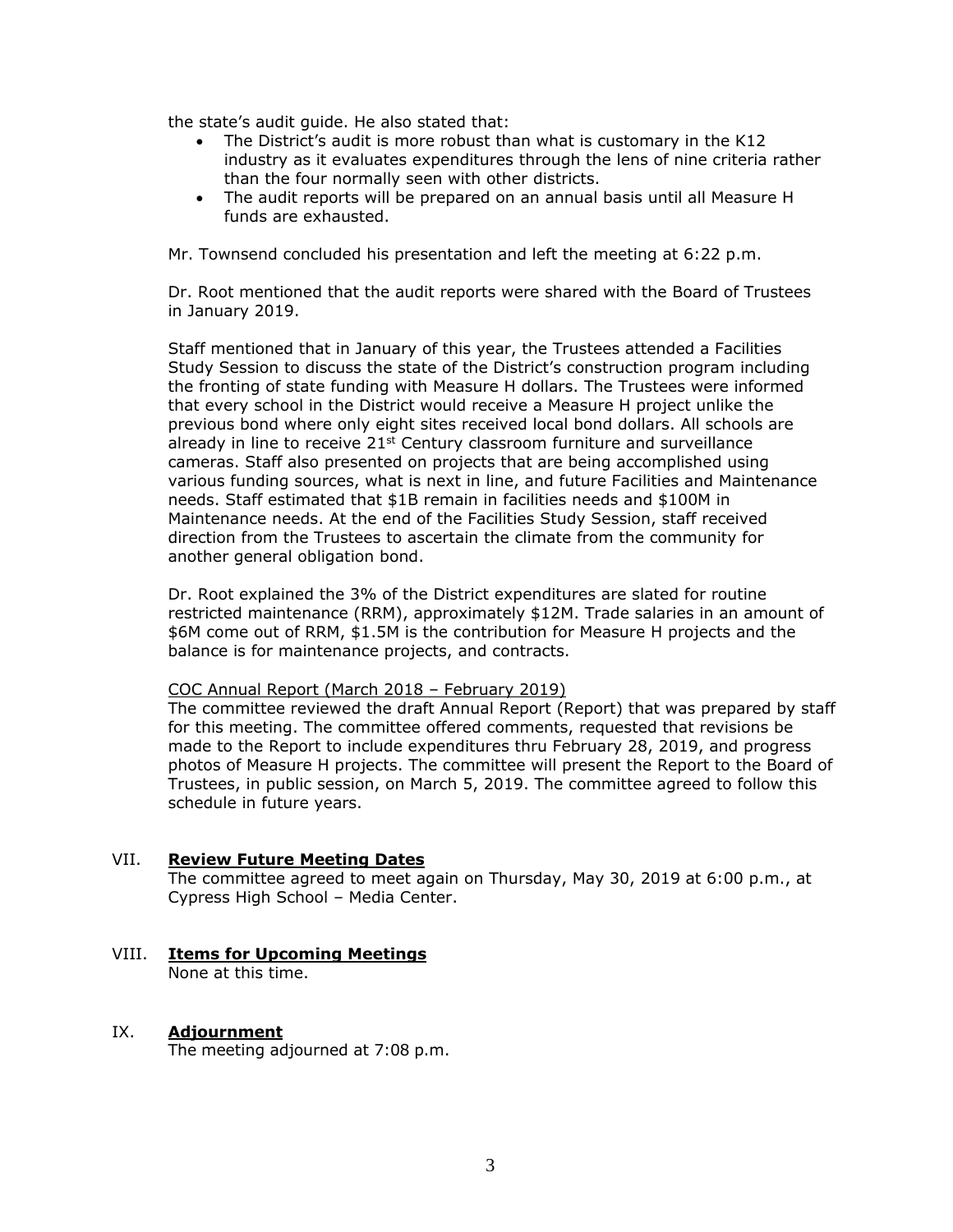the state's audit guide. He also stated that:

- The District's audit is more robust than what is customary in the K12 industry as it evaluates expenditures through the lens of nine criteria rather than the four normally seen with other districts.
- The audit reports will be prepared on an annual basis until all Measure H funds are exhausted.

Mr. Townsend concluded his presentation and left the meeting at 6:22 p.m.

Dr. Root mentioned that the audit reports were shared with the Board of Trustees in January 2019.

Staff mentioned that in January of this year, the Trustees attended a Facilities Study Session to discuss the state of the District's construction program including the fronting of state funding with Measure H dollars. The Trustees were informed that every school in the District would receive a Measure H project unlike the previous bond where only eight sites received local bond dollars. All schools are already in line to receive 21st Century classroom furniture and surveillance cameras. Staff also presented on projects that are being accomplished using various funding sources, what is next in line, and future Facilities and Maintenance needs. Staff estimated that $1B remain in facilities needs and $100M in Maintenance needs. At the end of the Facilities Study Session, staff received direction from the Trustees to ascertain the climate from the community for another general obligation bond.

Dr. Root explained the 3% of the District expenditures are slated for routine restricted maintenance (RRM), approximately $12M. Trade salaries in an amount of $6M come out of RRM, $1.5M is the contribution for Measure H projects and the balance is for maintenance projects, and contracts.

<u>COC Annual Report (March 2018 – February 2019)</u>

The committee reviewed the draft Annual Report (Report) that was prepared by staff for this meeting. The committee offered comments, requested that revisions be made to the Report to include expenditures thru February 28, 2019, and progress photos of Measure H projects. The committee will present the Report to the Board of Trustees, in public session, on March 5, 2019. The committee agreed to follow this schedule in future years.

## VII. **Review Future Meeting Dates**

The committee agreed to meet again on Thursday, May 30, 2019 at 6:00 p.m., at Cypress High School – Media Center.

## VIII. **Items for Upcoming Meetings**

None at this time.

## IX. **Adjournment**

The meeting adjourned at 7:08 p.m.